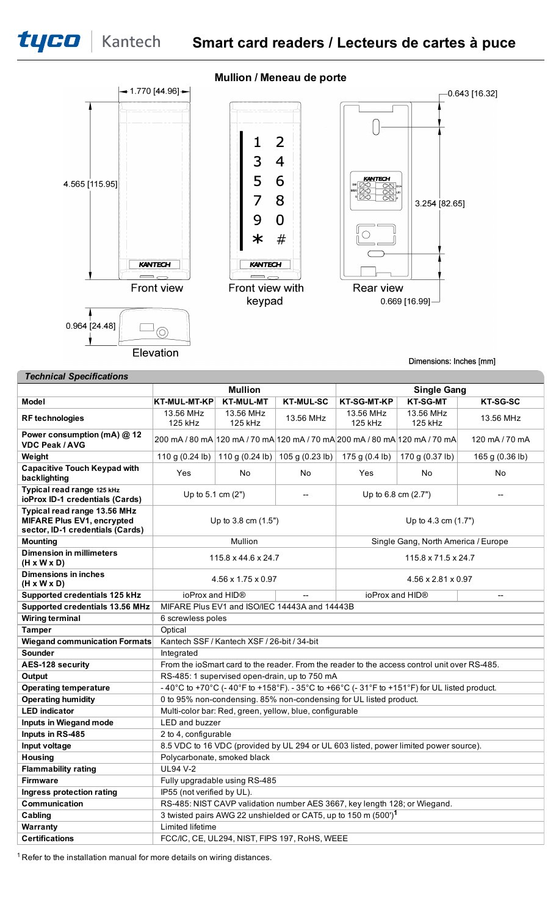# Smart card readers / Lecteurs de cartes à puce

## Mullion / Meneau de porte

1.770 [44.96]

4.565 [115.95]

Front view

Front view with keypad

Rear view

0.643 [16.32]

3.254 [82.65]

0.669 [16.99]

0.964 [24.48]

Elevation

Dimensions: Inches [mm]

### Technical Specifications

| | Mullion | | | Single Gang | | |
|---|---|---|---|---|---|---|
| **Model** | **KT-MUL-MT-KP** | **KT-MUL-MT** | **KT-MUL-SC** | **KT-SG-MT-KP** | **KT-SG-MT** | **KT-SG-SC** |
| **RF technologies** | 13.56 MHz 125 kHz | 13.56 MHz 125 kHz | 13.56 MHz | 13.56 MHz 125 kHz | 13.56 MHz 125 kHz | 13.56 MHz |
| **Power consumption (mA) @ 12 VDC Peak / AVG** | 200 mA / 80 mA | 120 mA / 70 mA | 120 mA / 70 mA | 200 mA / 80 mA | 120 mA / 70 mA | 120 mA / 70 mA |
| **Weight** | 110 g (0.24 lb) | 110 g (0.24 lb) | 105 g (0.23 lb) | 175 g (0.4 lb) | 170 g (0.37 lb) | 165 g (0.36 lb) |
| **Capacitive Touch Keypad with backlighting** | Yes | No | No | Yes | No | No |
| **Typical read range 125 kHz ioProx ID-1 credentials (Cards)** | Up to 5.1 cm (2") | | -- | Up to 6.8 cm (2.7") | | -- |
| **Typical read range 13.56 MHz MIFARE Plus EV1, encrypted sector, ID-1 credentials (Cards)** | Up to 3.8 cm (1.5") | | | Up to 4.3 cm (1.7") | | |
| **Mounting** | Mullion | | | Single Gang, North America / Europe | | |
| **Dimension in millimeters (H x W x D)** | 115.8 x 44.6 x 24.7 | | | 115.8 x 71.5 x 24.7 | | |
| **Dimensions in inches (H x W x D)** | 4.56 x 1.75 x 0.97 | | | 4.56 x 2.81 x 0.97 | | |
| **Supported credentials 125 kHz** | ioProx and HID® | | -- | ioProx and HID® | | -- |
| **Supported credentials 13.56 MHz** | MIFARE Plus EV1 and ISO/IEC 14443A and 14443B | | | | | |
| **Wiring terminal** | 6 screwless poles | | | | | |
| **Tamper** | Optical | | | | | |
| **Wiegand communication Formats** | Kantech SSF / Kantech XSF / 26-bit / 34-bit | | | | | |
| **Sounder** | Integrated | | | | | |
| **AES-128 security** | From the ioSmart card to the reader. From the reader to the access control unit over RS-485. | | | | | |
| **Output** | RS-485: 1 supervised open-drain, up to 750 mA | | | | | |
| **Operating temperature** | - 40°C to +70°C (- 40°F to +158°F). - 35°C to +66°C (- 31°F to +151°F) for UL listed product. | | | | | |
| **Operating humidity** | 0 to 95% non-condensing. 85% non-condensing for UL listed product. | | | | | |
| **LED indicator** | Multi-color bar: Red, green, yellow, blue, configurable | | | | | |
| **Inputs in Wiegand mode** | LED and buzzer | | | | | |
| **Inputs in RS-485** | 2 to 4, configurable | | | | | |
| **Input voltage** | 8.5 VDC to 16 VDC (provided by UL 294 or UL 603 listed, power limited power source). | | | | | |
| **Housing** | Polycarbonate, smoked black | | | | | |
| **Flammability rating** | UL94 V-2 | | | | | |
| **Firmware** | Fully upgradable using RS-485 | | | | | |
| **Ingress protection rating** | IP55 (not verified by UL). | | | | | |
| **Communication** | RS-485: NIST CAVP validation number AES 3667, key length 128; or Wiegand. | | | | | |
| **Cabling** | 3 twisted pairs AWG 22 unshielded or CAT5, up to 150 m (500')[1] | | | | | |
| **Warranty** | Limited lifetime | | | | | |
| **Certifications** | FCC/IC, CE, UL294, NIST, FIPS 197, RoHS, WEEE | | | | | |

[1] Refer to the installation manual for more details on wiring distances.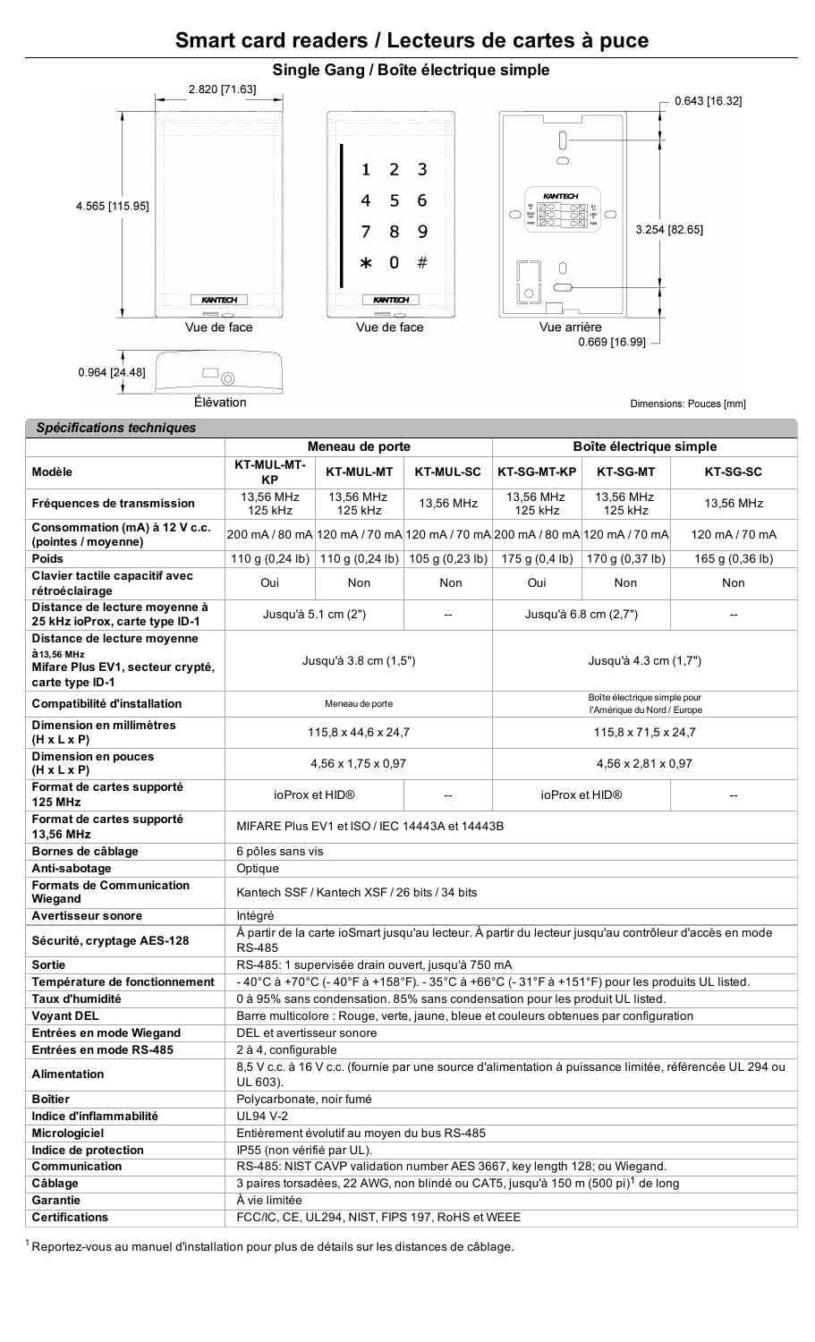# Smart card readers / Lecteurs de cartes à puce

## Single Gang / Boîte électrique simple

2.820 [71.63]

4.565 [115.95]

0.643 [16.32]

3.254 [82.65]

0.669 [16.99]

0.964 [24.48]

Vue de face

Vue de face

Vue arrière

Élévation

Dimensions: Pouces [mm]

### *Spécifications techniques*

| | Meneau de porte | | | Boîte électrique simple | | |
|---|---|---|---|---|---|---|
| **Modèle** | **KT-MUL-MT-KP** | **KT-MUL-MT** | **KT-MUL-SC** | **KT-SG-MT-KP** | **KT-SG-MT** | **KT-SG-SC** |
| **Fréquences de transmission** | 13,56 MHz 125 kHz | 13,56 MHz 125 kHz | 13,56 MHz | 13,56 MHz 125 kHz | 13,56 MHz 125 kHz | 13,56 MHz |
| **Consommation (mA) à 12 V c.c. (pointes / moyenne)** | 200 mA / 80 mA | 120 mA / 70 mA | 120 mA / 70 mA | 200 mA / 80 mA | 120 mA / 70 mA | 120 mA / 70 mA |
| **Poids** | 110 g (0,24 lb) | 110 g (0,24 lb) | 105 g (0,23 lb) | 175 g (0,4 lb) | 170 g (0,37 lb) | 165 g (0,36 lb) |
| **Clavier tactile capacitif avec rétroéclairage** | Oui | Non | Non | Oui | Non | Non |
| **Distance de lecture moyenne à 25 kHz ioProx, carte type ID-1** | Jusqu'à 5.1 cm (2") | | -- | Jusqu'à 6.8 cm (2,7") | | -- |
| **Distance de lecture moyenne à 13,56 MHz Mifare Plus EV1, secteur crypté, carte type ID-1** | Jusqu'à 3.8 cm (1,5") | | | Jusqu'à 4.3 cm (1,7") | | |
| **Compatibilité d'installation** | Meneau de porte | | | Boîte électrique simple pour l'Amérique du Nord / Europe | | |
| **Dimension en millimètres (H x L x P)** | 115,8 x 44,6 x 24,7 | | | 115,8 x 71,5 x 24,7 | | |
| **Dimension en pouces (H x L x P)** | 4,56 x 1,75 x 0,97 | | | 4,56 x 2,81 x 0,97 | | |
| **Format de cartes supporté 125 MHz** | ioProx et HID® | | -- | ioProx et HID® | | -- |
| **Format de cartes supporté 13,56 MHz** | MIFARE Plus EV1 et ISO / IEC 14443A et 14443B | | | | | |
| **Bornes de câblage** | 6 pôles sans vis | | | | | |
| **Anti-sabotage** | Optique | | | | | |
| **Formats de Communication Wiegand** | Kantech SSF / Kantech XSF / 26 bits / 34 bits | | | | | |
| **Avertisseur sonore** | Intégré | | | | | |
| **Sécurité, cryptage AES-128** | À partir de la carte ioSmart jusqu'au lecteur. À partir du lecteur jusqu'au contrôleur d'accès en mode RS-485 | | | | | |
| **Sortie** | RS-485: 1 supervisée drain ouvert, jusqu'à 750 mA | | | | | |
| **Température de fonctionnement** | - 40°C à +70°C (- 40°F à +158°F). - 35°C à +66°C (- 31°F à +151°F) pour les produits UL listed. | | | | | |
| **Taux d'humidité** | 0 à 95% sans condensation. 85% sans condensation pour les produit UL listed. | | | | | |
| **Voyant DEL** | Barre multicolore : Rouge, verte, jaune, bleue et couleurs obtenues par configuration | | | | | |
| **Entrées en mode Wiegand** | DEL et avertisseur sonore | | | | | |
| **Entrées en mode RS-485** | 2 à 4, configurable | | | | | |
| **Alimentation** | 8,5 V c.c. à 16 V c.c. (fournie par une source d'alimentation à puissance limitée, référencée UL 294 ou UL 603). | | | | | |
| **Boîtier** | Polycarbonate, noir fumé | | | | | |
| **Indice d'inflammabilité** | UL94 V-2 | | | | | |
| **Micrologiciel** | Entièrement évolutif au moyen du bus RS-485 | | | | | |
| **Indice de protection** | IP55 (non vérifié par UL). | | | | | |
| **Communication** | RS-485: NIST CAVP validation number AES 3667, key length 128; ou Wiegand. | | | | | |
| **Câblage** | 3 paires torsadées, 22 AWG, non blindé ou CAT5, jusqu'à 150 m (500 pi)[1] de long | | | | | |
| **Garantie** | À vie limitée | | | | | |
| **Certifications** | FCC/IC, CE, UL294, NIST, FIPS 197, RoHS et WEEE | | | | | |

[1] Reportez-vous au manuel d'installation pour plus de détails sur les distances de câblage.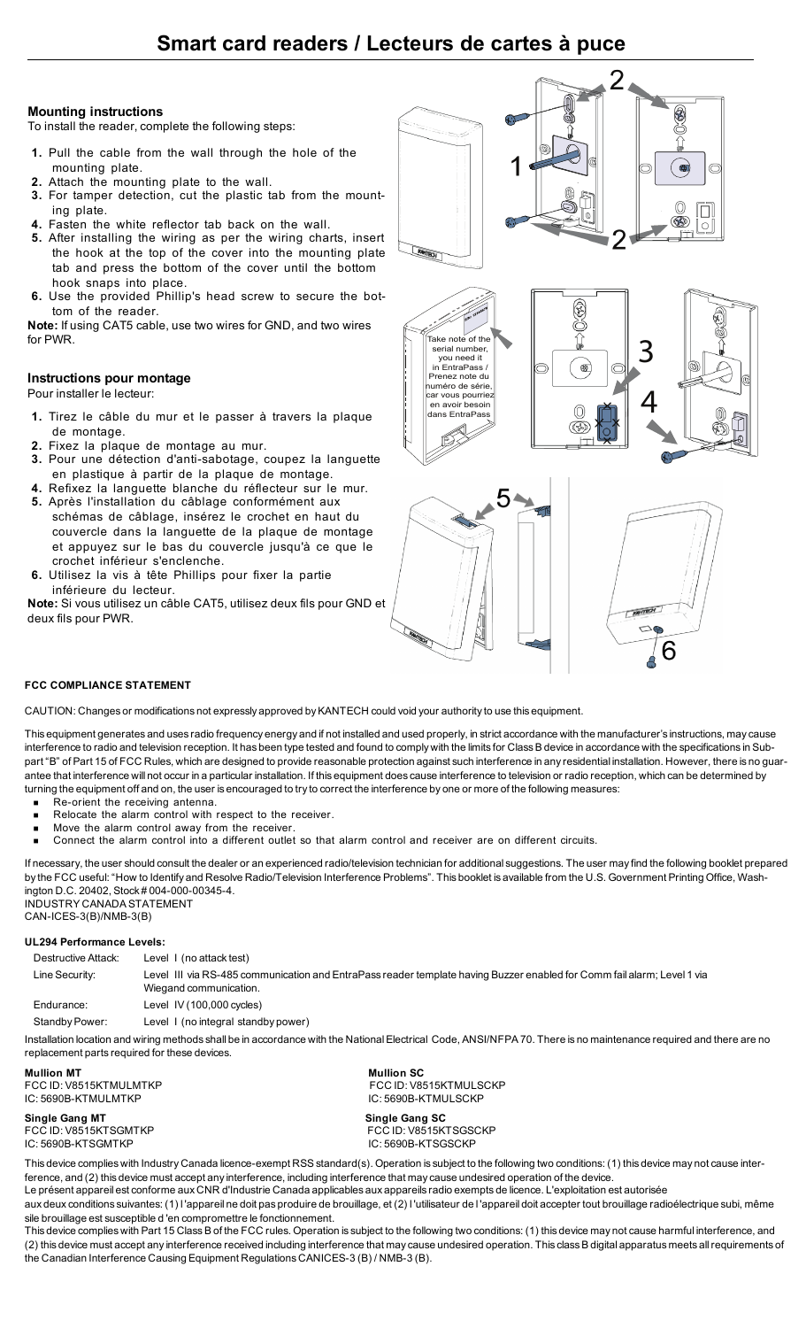# Smart card readers / Lecteurs de cartes à puce

### Mounting instructions

To install the reader, complete the following steps:

1. Pull the cable from the wall through the hole of the mounting plate.
2. Attach the mounting plate to the wall.
3. For tamper detection, cut the plastic tab from the mounting plate.
4. Fasten the white reflector tab back on the wall.
5. After installing the wiring as per the wiring charts, insert the hook at the top of the cover into the mounting plate tab and press the bottom of the cover until the bottom hook snaps into place.
6. Use the provided Phillip's head screw to secure the bottom of the reader.

**Note:** If using CAT5 cable, use two wires for GND, and two wires for PWR.

### Instructions pour montage

Pour installer le lecteur:

1. Tirez le câble du mur et le passer à travers la plaque de montage.
2. Fixez la plaque de montage au mur.
3. Pour une détection d'anti-sabotage, coupez la languette en plastique à partir de la plaque de montage.
4. Refixez la languette blanche du réflecteur sur le mur.
5. Après l'installation du câblage conformément aux schémas de câblage, insérez le crochet en haut du couvercle dans la languette de la plaque de montage et appuyez sur le bas du couvercle jusqu'à ce que le crochet inférieur s'enclenche.
6. Utilisez la vis à tête Phillips pour fixer la partie inférieure du lecteur.

**Note:** Si vous utilisez un câble CAT5, utilisez deux fils pour GND et deux fils pour PWR.

Take note of the serial number, you need it in EntraPass / Prenez note du numéro de série, car vous pourriez en avoir besoin dans EntraPass

#### FCC COMPLIANCE STATEMENT

CAUTION: Changes or modifications not expressly approved by KANTECH could void your authority to use this equipment.

This equipment generates and uses radio frequency energy and if not installed and used properly, in strict accordance with the manufacturer's instructions, may cause interference to radio and television reception. It has been type tested and found to comply with the limits for Class B device in accordance with the specifications in Subpart "B" of Part 15 of FCC Rules, which are designed to provide reasonable protection against such interference in any residential installation. However, there is no guarantee that interference will not occur in a particular installation. If this equipment does cause interference to television or radio reception, which can be determined by turning the equipment off and on, the user is encouraged to try to correct the interference by one or more of the following measures:

- Re-orient the receiving antenna.
- Relocate the alarm control with respect to the receiver.
- Move the alarm control away from the receiver.
- Connect the alarm control into a different outlet so that alarm control and receiver are on different circuits.

If necessary, the user should consult the dealer or an experienced radio/television technician for additional suggestions. The user may find the following booklet prepared by the FCC useful: "How to Identify and Resolve Radio/Television Interference Problems". This booklet is available from the U.S. Government Printing Office, Washington D.C. 20402, Stock # 004-000-00345-4.

INDUSTRY CANADA STATEMENT
CAN-ICES-3(B)/NMB-3(B)

#### UL294 Performance Levels:

| | |
|---|---|
| Destructive Attack: | Level I (no attack test) |
| Line Security: | Level III via RS-485 communication and EntraPass reader template having Buzzer enabled for Comm fail alarm; Level 1 via Wiegand communication. |
| Endurance: | Level IV (100,000 cycles) |
| Standby Power: | Level I (no integral standby power) |

Installation location and wiring methods shall be in accordance with the National Electrical Code, ANSI/NFPA 70. There is no maintenance required and there are no replacement parts required for these devices.

**Mullion MT**
FCC ID: V8515KTMULMTKP
IC: 5690B-KTMULMTKP

**Mullion SC**
FCC ID: V8515KTMULSCKP
IC: 5690B-KTMULSCKP

**Single Gang MT**
FCC ID: V8515KTSGMTKP
IC: 5690B-KTSGMTKP

**Single Gang SC**
FCC ID: V8515KTSGSCKP
IC: 5690B-KTSGSCKP

This device complies with Industry Canada licence-exempt RSS standard(s). Operation is subject to the following two conditions: (1) this device may not cause interference, and (2) this device must accept any interference, including interference that may cause undesired operation of the device.

Le présent appareil est conforme aux CNR d'Industrie Canada applicables aux appareils radio exempts de licence. L'exploitation est autorisée aux deux conditions suivantes: (1) l'appareil ne doit pas produire de brouillage, et (2) l'utilisateur de l'appareil doit accepter tout brouillage radioélectrique subi, même si le brouillage est susceptible d'en compromettre le fonctionnement.

This device complies with Part 15 Class B of the FCC rules. Operation is subject to the following two conditions: (1) this device may not cause harmful interference, and (2) this device must accept any interference received including interference that may cause undesired operation. This class B digital apparatus meets all requirements of the Canadian Interference Causing Equipment Regulations CANICES-3 (B) / NMB-3 (B).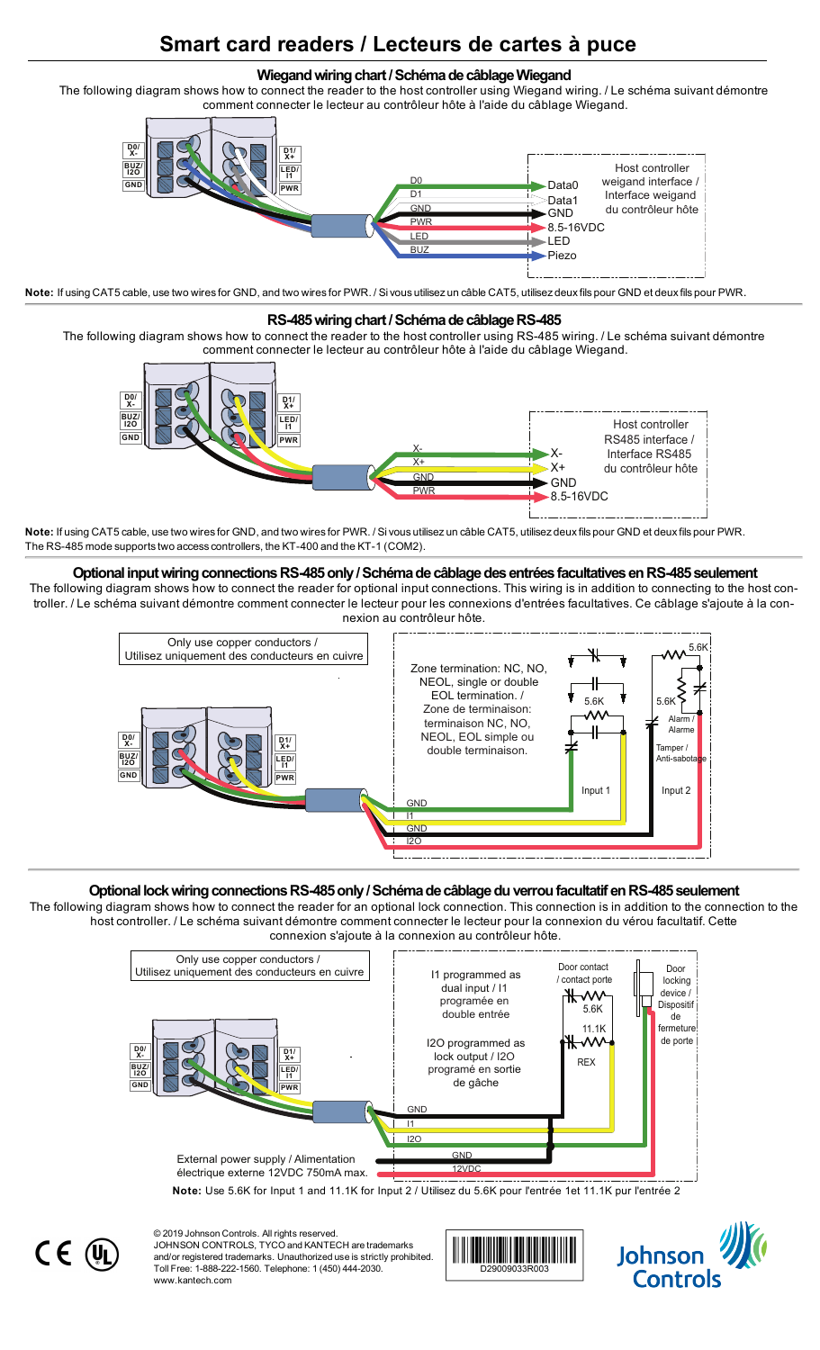# Smart card readers / Lecteurs de cartes à puce

## Wiegand wiring chart / Schéma de câblage Wiegand

The following diagram shows how to connect the reader to the host controller using Wiegand wiring. / Le schéma suivant démontre comment connecter le lecteur au contrôleur hôte à l'aide du câblage Wiegand.

D0/ X-
BUZ/ I2O
GND
D1/ X+
LED/ I1
PWR

D0
D1
GND
PWR
LED
BUZ

Data0
Data1
GND
8.5-16VDC
LED
Piezo

Host controller weigand interface / Interface weigand du contrôleur hôte

**Note:** If using CAT5 cable, use two wires for GND, and two wires for PWR. / Si vous utilisez un câble CAT5, utilisez deux fils pour GND et deux fils pour PWR.

## RS-485 wiring chart / Schéma de câblage RS-485

The following diagram shows how to connect the reader to the host controller using RS-485 wiring. / Le schéma suivant démontre comment connecter le lecteur au contrôleur hôte à l'aide du câblage Wiegand.

D0/ X-
BUZ/ I2O
GND
D1/ X+
LED/ I1
PWR

X-
X+
GND
PWR

X-
X+
GND
8.5-16VDC

Host controller RS485 interface / Interface RS485 du contrôleur hôte

**Note:** If using CAT5 cable, use two wires for GND, and two wires for PWR. / Si vous utilisez un câble CAT5, utilisez deux fils pour GND et deux fils pour PWR.
The RS-485 mode supports two access controllers, the KT-400 and the KT-1 (COM2).

## Optional input wiring connections RS-485 only / Schéma de câblage des entrées facultatives en RS-485 seulement

The following diagram shows how to connect the reader for optional input connections. This wiring is in addition to connecting to the host controller. / Le schéma suivant démontre comment connecter le lecteur pour les connexions d'entrées facultatives. Ce câblage s'ajoute à la connexion au contrôleur hôte.

Only use copper conductors / Utilisez uniquement des conducteurs en cuivre

D0/ X-
BUZ/ I2O
GND
D1/ X+
LED/ I1
PWR

Zone termination: NC, NO, NEOL, single or double EOL termination. / Zone de terminaison: terminaison NC, NO, NEOL, EOL simple ou double terminaison.

5.6K
5.6K
5.6K
Alarm / Alarme
Tamper / Anti-sabotage
Input 1
Input 2

GND
I1
GND
I2O

## Optional lock wiring connections RS-485 only / Schéma de câblage du verrou facultatif en RS-485 seulement

The following diagram shows how to connect the reader for an optional lock connection. This connection is in addition to the connection to the host controller. / Le schéma suivant démontre comment connecter le lecteur pour la connexion du vérou facultatif. Cette connexion s'ajoute à la connexion au contrôleur hôte.

Only use copper conductors / Utilisez uniquement des conducteurs en cuivre

D0/ X-
BUZ/ I2O
GND
D1/ X+
LED/ I1
PWR

I1 programmed as dual input / I1 programée en double entrée

I2O programmed as lock output / I2O programé en sortie de gâche

Door contact / contact porte
5.6K
11.1K
REX
Door locking device / Dispositif de fermeture de porte

GND
I1
I2O
GND
12VDC

External power supply / Alimentation électrique externe 12VDC 750mA max.

**Note:** Use 5.6K for Input 1 and 11.1K for Input 2 / Utilisez du 5.6K pour l'entrée 1et 11.1K pur l'entrée 2

© 2019 Johnson Controls. All rights reserved.
JOHNSON CONTROLS, TYCO and KANTECH are trademarks and/or registered trademarks. Unauthorized use is strictly prohibited.
Toll Free: 1-888-222-1560. Telephone: 1 (450) 444-2030.
www.kantech.com

D29009033R003

Johnson Controls